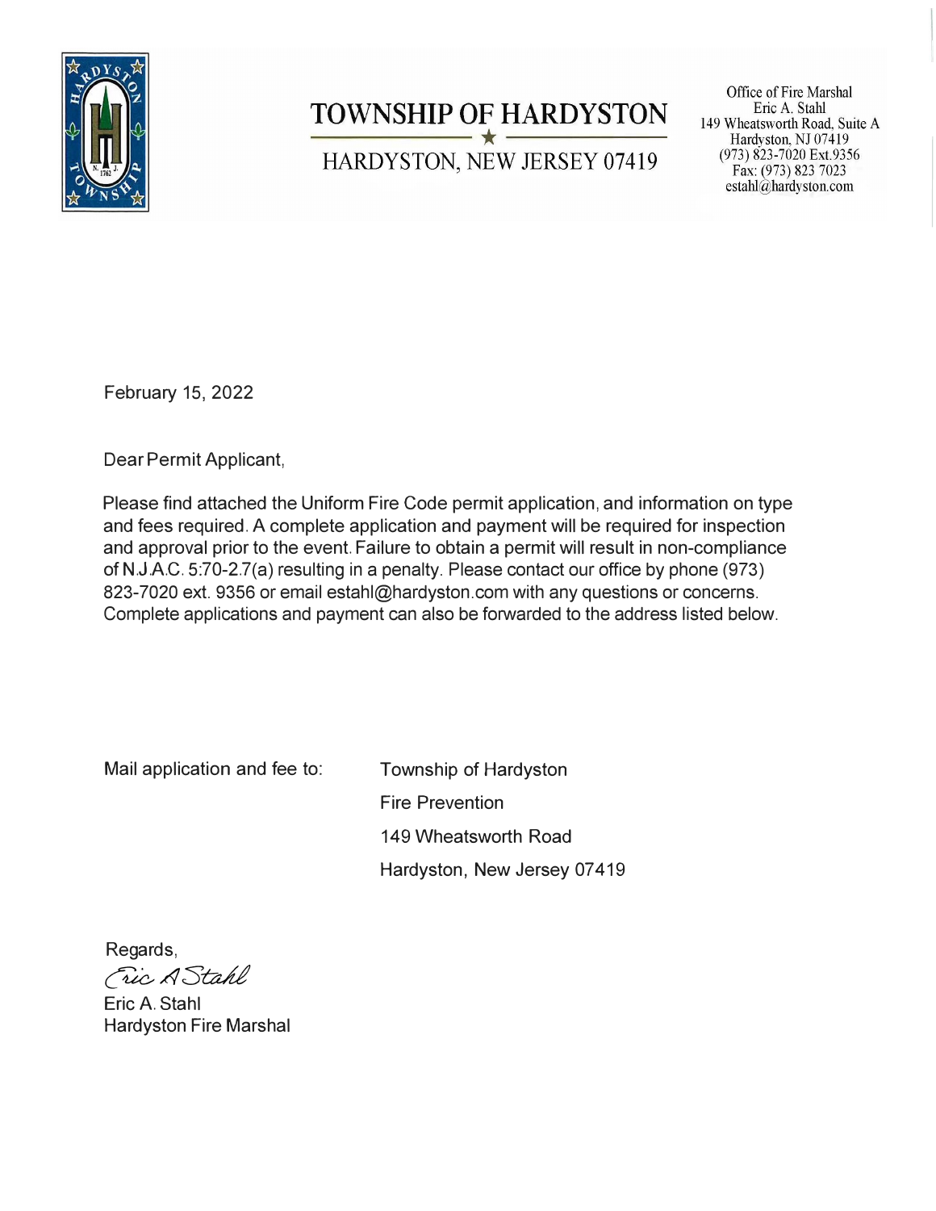# TOWNSHIP OF HARDYSTON

HARDYSTON, NEW JERSEY 07419

Office of Fire Marshal
Eric A. Stahl
149 Wheatsworth Road, Suite A
Hardyston, NJ 07419
(973) 823-7020 Ext.9356
Fax: (973) 823 7023
estahl@hardyston.com

February 15, 2022

Dear Permit Applicant,

Please find attached the Uniform Fire Code permit application, and information on type and fees required. A complete application and payment will be required for inspection and approval prior to the event. Failure to obtain a permit will result in non-compliance of N.J.A.C. 5:70-2.7(a) resulting in a penalty. Please contact our office by phone (973) 823-7020 ext. 9356 or email estahl@hardyston.com with any questions or concerns. Complete applications and payment can also be forwarded to the address listed below.

Mail application and fee to:

Township of Hardyston
Fire Prevention
149 Wheatsworth Road
Hardyston, New Jersey 07419

Regards,

Eric A Stahl

Eric A. Stahl
Hardyston Fire Marshal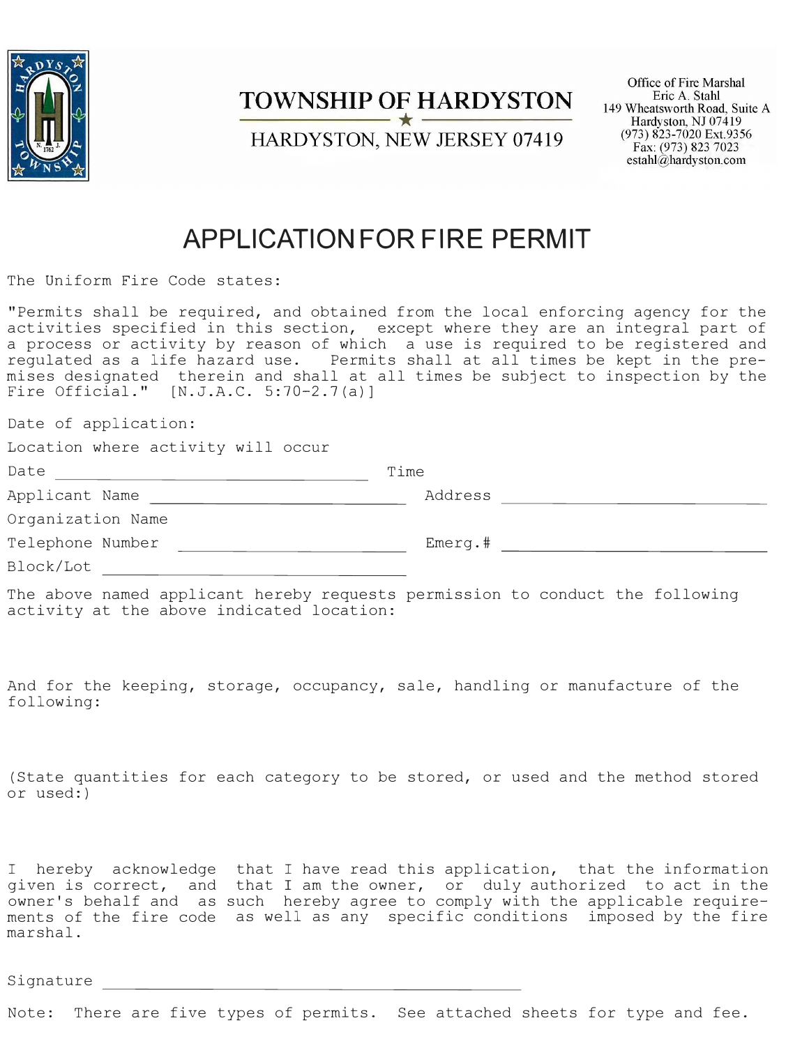# TOWNSHIP OF HARDYSTON

HARDYSTON, NEW JERSEY 07419

Office of Fire Marshal
Eric A. Stahl
149 Wheatsworth Road, Suite A
Hardyston, NJ 07419
(973) 823-7020 Ext.9356
Fax: (973) 823 7023
estahl@hardyston.com

## APPLICATION FOR FIRE PERMIT

The Uniform Fire Code states:

"Permits shall be required, and obtained from the local enforcing agency for the activities specified in this section, except where they are an integral part of a process or activity by reason of which a use is required to be registered and regulated as a life hazard use. Permits shall at all times be kept in the premises designated therein and shall at all times be subject to inspection by the Fire Official." [N.J.A.C. 5:70-2.7(a)]

Date of application:

Location where activity will occur

Date ______________________________ Time

Applicant Name ________________________ Address ________________________

Organization Name

Telephone Number ____________________ Emerg.# ________________________

Block/Lot ____________________________

The above named applicant hereby requests permission to conduct the following activity at the above indicated location:

And for the keeping, storage, occupancy, sale, handling or manufacture of the following:

(State quantities for each category to be stored, or used and the method stored or used:)

I hereby acknowledge that I have read this application, that the information given is correct, and that I am the owner, or duly authorized to act in the owner's behalf and as such hereby agree to comply with the applicable requirements of the fire code as well as any specific conditions imposed by the fire marshal.

Signature ________________________________________

Note: There are five types of permits. See attached sheets for type and fee.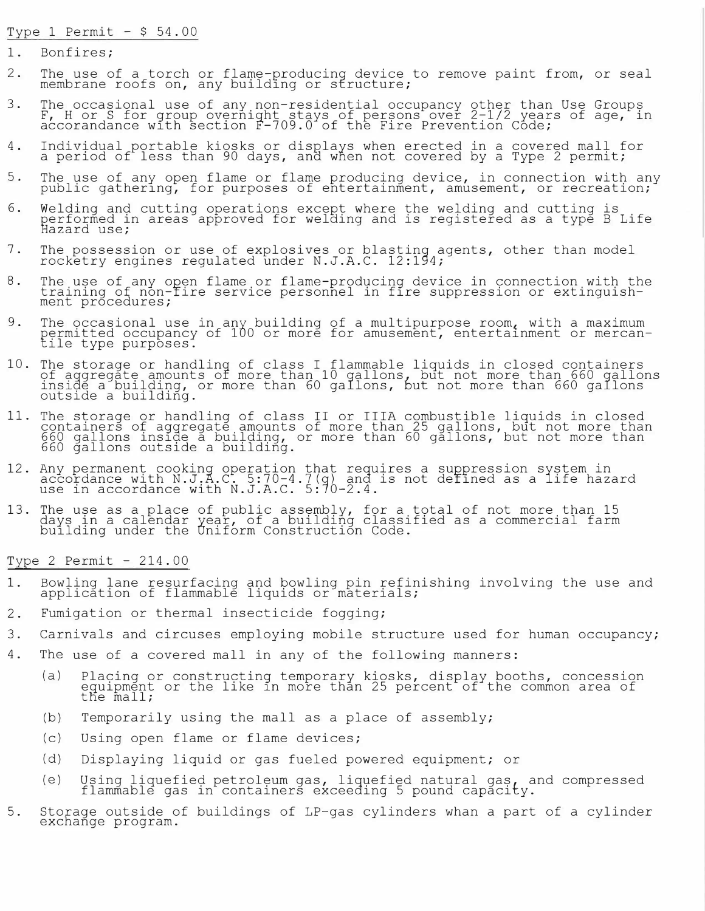Type 1 Permit - $ 54.00

1. Bonfires;
2. The use of a torch or flame-producing device to remove paint from, or seal membrane roofs on, any building or structure;
3. The occasional use of any non-residential occupancy other than Use Groups F, H or S for group overnight stays of persons over 2-1/2 years of age, in accorandance with section F-709.0 of the Fire Prevention Code;
4. Individual portable kiosks or displays when erected in a covered mall for a period of less than 90 days, and when not covered by a Type 2 permit;
5. The use of any open flame or flame producing device, in connection with any public gathering, for purposes of entertainment, amusement, or recreation;
6. Welding and cutting operations except where the welding and cutting is performed in areas approved for welding and is registered as a type B Life Hazard use;
7. The possession or use of explosives or blasting agents, other than model rocketry engines regulated under N.J.A.C. 12:194;
8. The use of any open flame or flame-producing device in connection with the training of non-fire service personnel in fire suppression or extinguishment procedures;
9. The occasional use in any building of a multipurpose room, with a maximum permitted occupancy of 100 or more for amusement, entertainment or mercantile type purposes.
10. The storage or handling of class I flammable liquids in closed containers of aggregate amounts of more than 10 gallons, but not more than 660 gallons inside a building, or more than 60 gallons, but not more than 660 gallons outside a building.
11. The storage or handling of class II or IIIA combustible liquids in closed containers of aggregate amounts of more than 25 gallons, but not more than 660 gallons inside a building, or more than 60 gallons, but not more than 660 gallons outside a building.
12. Any permanent cooking operation that requires a suppression system in accordance with N.J.A.C. 5:70-4.7(g) and is not defined as a life hazard use in accordance with N.J.A.C. 5:70-2.4.
13. The use as a place of public assembly, for a total of not more than 15 days in a calendar year, of a building classified as a commercial farm building under the Uniform Construction Code.

Type 2 Permit - 214.00

1. Bowling lane resurfacing and bowling pin refinishing involving the use and application of flammable liquids or materials;
2. Fumigation or thermal insecticide fogging;
3. Carnivals and circuses employing mobile structure used for human occupancy;
4. The use of a covered mall in any of the following manners:
   - (a) Placing or constructing temporary kiosks, display booths, concession equipment or the like in more than 25 percent of the common area of the mall;
   - (b) Temporarily using the mall as a place of assembly;
   - (c) Using open flame or flame devices;
   - (d) Displaying liquid or gas fueled powered equipment; or
   - (e) Using liquefied petroleum gas, liquefied natural gas, and compressed flammable gas in containers exceeding 5 pound capacity.
5. Storage outside of buildings of LP-gas cylinders whan a part of a cylinder exchange program.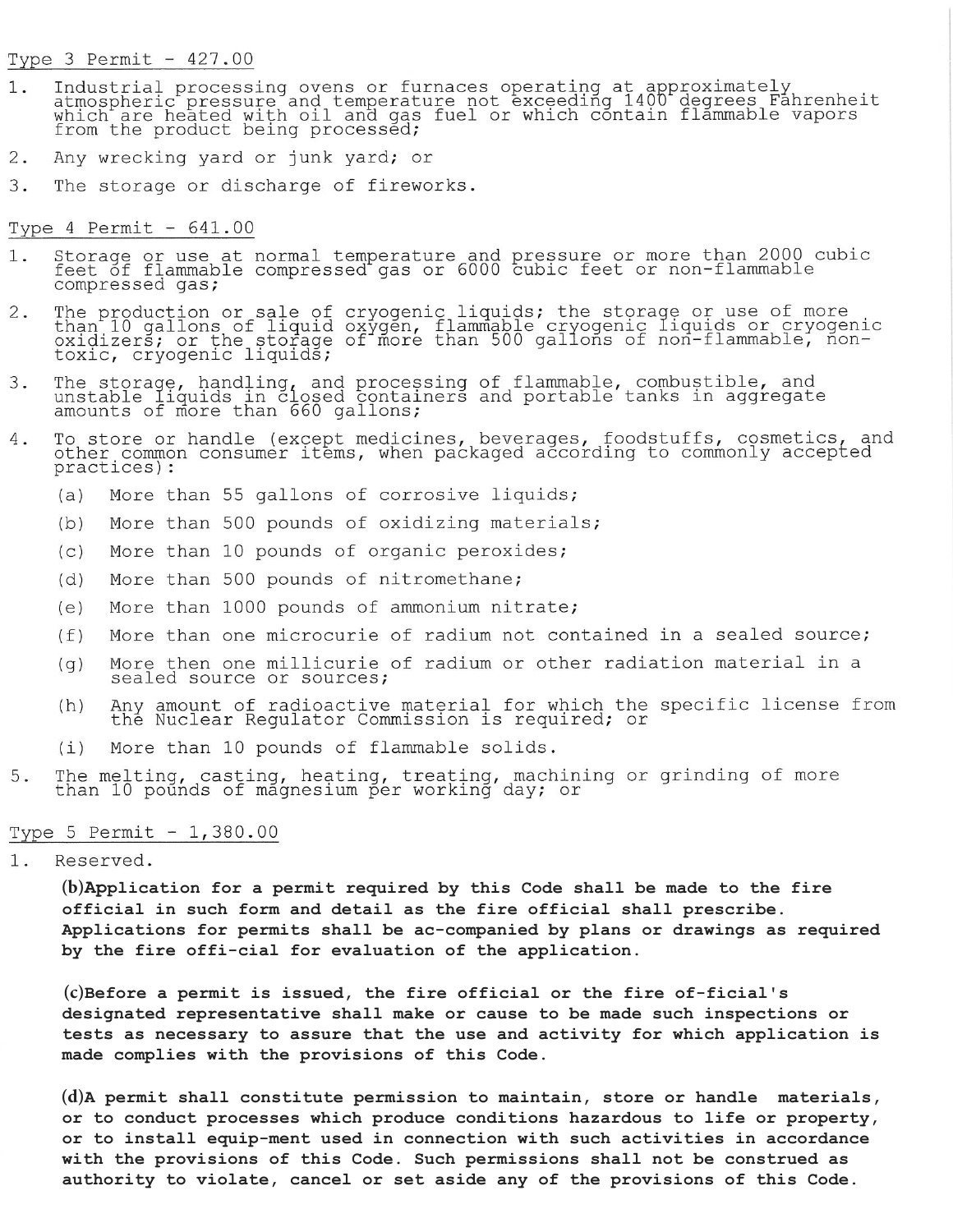Type 3 Permit - 427.00

1. Industrial processing ovens or furnaces operating at approximately atmospheric pressure and temperature not exceeding 1400 degrees Fahrenheit which are heated with oil and gas fuel or which contain flammable vapors from the product being processed;
2. Any wrecking yard or junk yard; or
3. The storage or discharge of fireworks.

Type 4 Permit - 641.00

1. Storage or use at normal temperature and pressure or more than 2000 cubic feet of flammable compressed gas or 6000 cubic feet or non-flammable compressed gas;
2. The production or sale of cryogenic liquids; the storage or use of more than 10 gallons of liquid oxygen, flammable cryogenic liquids or cryogenic oxidizers; or the storage of more than 500 gallons of non-flammable, non-toxic, cryogenic liquids;
3. The storage, handling, and processing of flammable, combustible, and unstable liquids in closed containers and portable tanks in aggregate amounts of more than 660 gallons;
4. To store or handle (except medicines, beverages, foodstuffs, cosmetics, and other common consumer items, when packaged according to commonly accepted practices):
   - (a) More than 55 gallons of corrosive liquids;
   - (b) More than 500 pounds of oxidizing materials;
   - (c) More than 10 pounds of organic peroxides;
   - (d) More than 500 pounds of nitromethane;
   - (e) More than 1000 pounds of ammonium nitrate;
   - (f) More than one microcurie of radium not contained in a sealed source;
   - (g) More then one millicurie of radium or other radiation material in a sealed source or sources;
   - (h) Any amount of radioactive material for which the specific license from the Nuclear Regulator Commission is required; or
   - (i) More than 10 pounds of flammable solids.
5. The melting, casting, heating, treating, machining or grinding of more than 10 pounds of magnesium per working day; or

Type 5 Permit - 1,380.00

1. Reserved.

**(b)Application for a permit required by this Code shall be made to the fire official in such form and detail as the fire official shall prescribe. Applications for permits shall be ac-companied by plans or drawings as required by the fire offi-cial for evaluation of the application.**

**(c)Before a permit is issued, the fire official or the fire of-ficial's designated representative shall make or cause to be made such inspections or tests as necessary to assure that the use and activity for which application is made complies with the provisions of this Code.**

**(d)A permit shall constitute permission to maintain, store or handle materials, or to conduct processes which produce conditions hazardous to life or property, or to install equip-ment used in connection with such activities in accordance with the provisions of this Code. Such permissions shall not be construed as authority to violate, cancel or set aside any of the provisions of this Code.**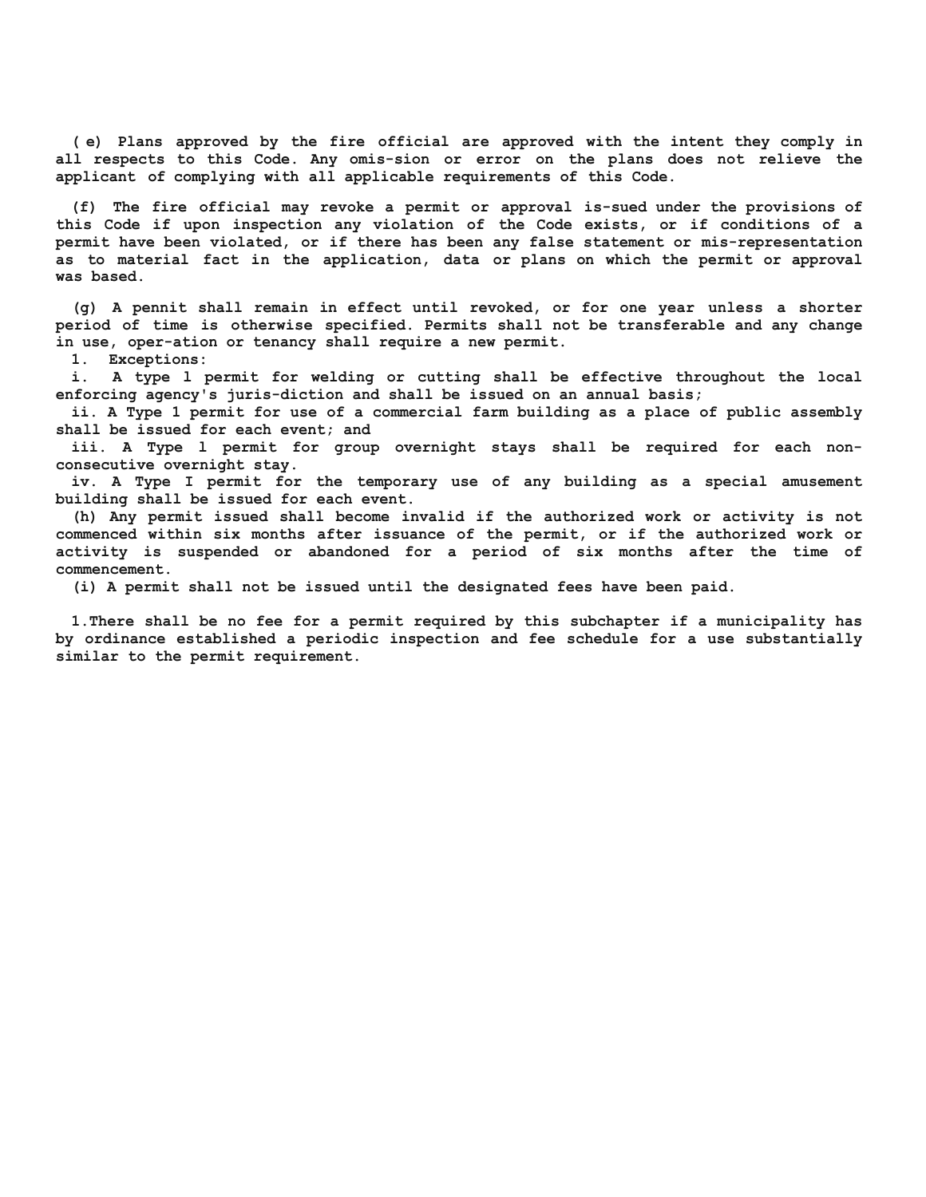( e) Plans approved by the fire official are approved with the intent they comply in all respects to this Code. Any omis-sion or error on the plans does not relieve the applicant of complying with all applicable requirements of this Code.

(f) The fire official may revoke a permit or approval is-sued under the provisions of this Code if upon inspection any violation of the Code exists, or if conditions of a permit have been violated, or if there has been any false statement or mis-representation as to material fact in the application, data or plans on which the permit or approval was based.

(g) A pennit shall remain in effect until revoked, or for one year unless a shorter period of time is otherwise specified. Permits shall not be transferable and any change in use, oper-ation or tenancy shall require a new permit.

1. Exceptions:

i. A type l permit for welding or cutting shall be effective throughout the local enforcing agency's juris-diction and shall be issued on an annual basis;

ii. A Type 1 permit for use of a commercial farm building as a place of public assembly shall be issued for each event; and

iii. A Type l permit for group overnight stays shall be required for each non-consecutive overnight stay.

iv. A Type I permit for the temporary use of any building as a special amusement building shall be issued for each event.

(h) Any permit issued shall become invalid if the authorized work or activity is not commenced within six months after issuance of the permit, or if the authorized work or activity is suspended or abandoned for a period of six months after the time of commencement.

(i) A permit shall not be issued until the designated fees have been paid.

1.There shall be no fee for a permit required by this subchapter if a municipality has by ordinance established a periodic inspection and fee schedule for a use substantially similar to the permit requirement.